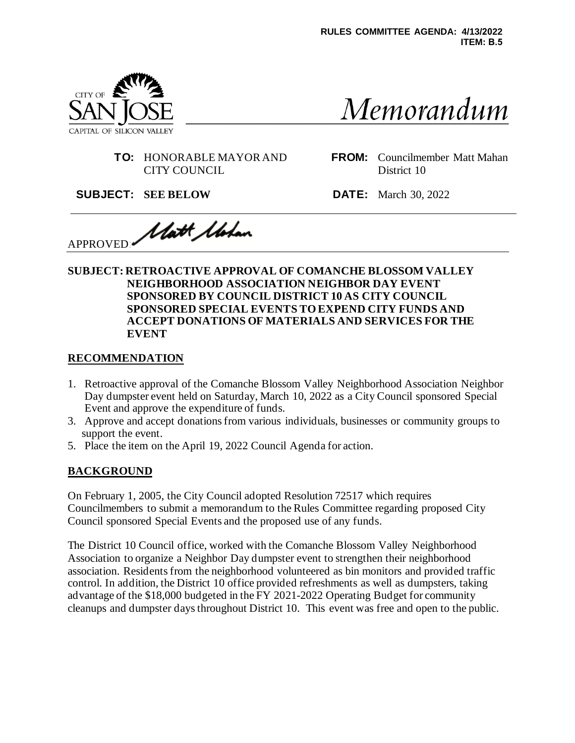RULES COMMITTEE AGENDA: 4/13/2022
ITEM: B.5

CITY OF SAN JOSE
CAPITAL OF SILICON VALLEY

# Memorandum

**TO:** HONORABLE MAYOR AND CITY COUNCIL

**FROM:** Councilmember Matt Mahan District 10

**SUBJECT:** SEE BELOW

**DATE:** March 30, 2022

APPROVED: Matt Mahan

**SUBJECT: RETROACTIVE APPROVAL OF COMANCHE BLOSSOM VALLEY NEIGHBORHOOD ASSOCIATION NEIGHBOR DAY EVENT SPONSORED BY COUNCIL DISTRICT 10 AS CITY COUNCIL SPONSORED SPECIAL EVENTS TO EXPEND CITY FUNDS AND ACCEPT DONATIONS OF MATERIALS AND SERVICES FOR THE EVENT**

## RECOMMENDATION

1. Retroactive approval of the Comanche Blossom Valley Neighborhood Association Neighbor Day dumpster event held on Saturday, March 10, 2022 as a City Council sponsored Special Event and approve the expenditure of funds.
3. Approve and accept donations from various individuals, businesses or community groups to support the event.
5. Place the item on the April 19, 2022 Council Agenda for action.

## BACKGROUND

On February 1, 2005, the City Council adopted Resolution 72517 which requires Councilmembers to submit a memorandum to the Rules Committee regarding proposed City Council sponsored Special Events and the proposed use of any funds.

The District 10 Council office, worked with the Comanche Blossom Valley Neighborhood Association to organize a Neighbor Day dumpster event to strengthen their neighborhood association. Residents from the neighborhood volunteered as bin monitors and provided traffic control. In addition, the District 10 office provided refreshments as well as dumpsters, taking advantage of the $18,000 budgeted in the FY 2021-2022 Operating Budget for community cleanups and dumpster days throughout District 10. This event was free and open to the public.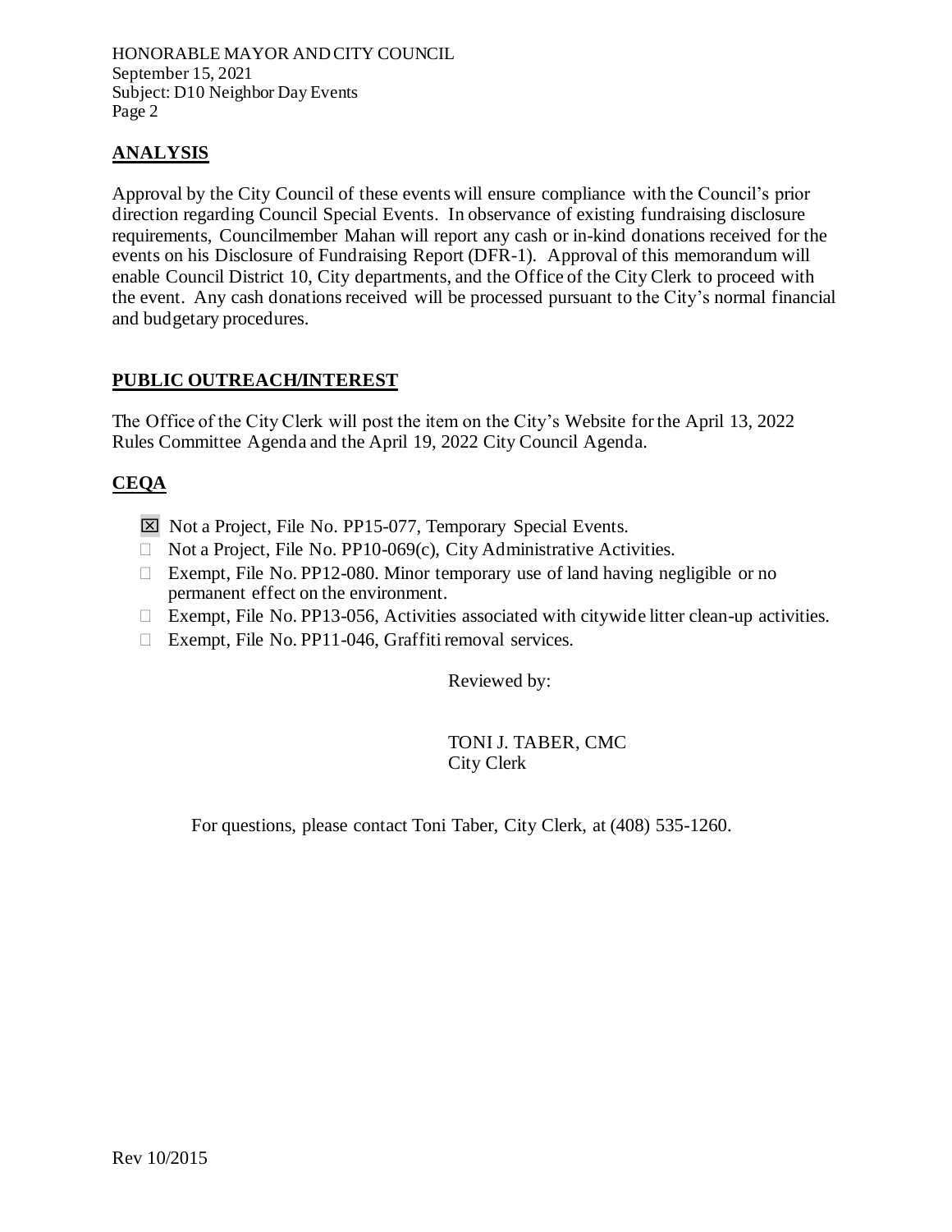## ANALYSIS

Approval by the City Council of these events will ensure compliance with the Council's prior direction regarding Council Special Events. In observance of existing fundraising disclosure requirements, Councilmember Mahan will report any cash or in-kind donations received for the events on his Disclosure of Fundraising Report (DFR-1). Approval of this memorandum will enable Council District 10, City departments, and the Office of the City Clerk to proceed with the event. Any cash donations received will be processed pursuant to the City's normal financial and budgetary procedures.

## PUBLIC OUTREACH/INTEREST

The Office of the City Clerk will post the item on the City's Website for the April 13, 2022 Rules Committee Agenda and the April 19, 2022 City Council Agenda.

## CEQA

- ☒ Not a Project, File No. PP15-077, Temporary Special Events.
- ☐ Not a Project, File No. PP10-069(c), City Administrative Activities.
- ☐ Exempt, File No. PP12-080. Minor temporary use of land having negligible or no permanent effect on the environment.
- ☐ Exempt, File No. PP13-056, Activities associated with citywide litter clean-up activities.
- ☐ Exempt, File No. PP11-046, Graffiti removal services.

Reviewed by:

TONI J. TABER, CMC
City Clerk

For questions, please contact Toni Taber, City Clerk, at (408) 535-1260.

Rev 10/2015